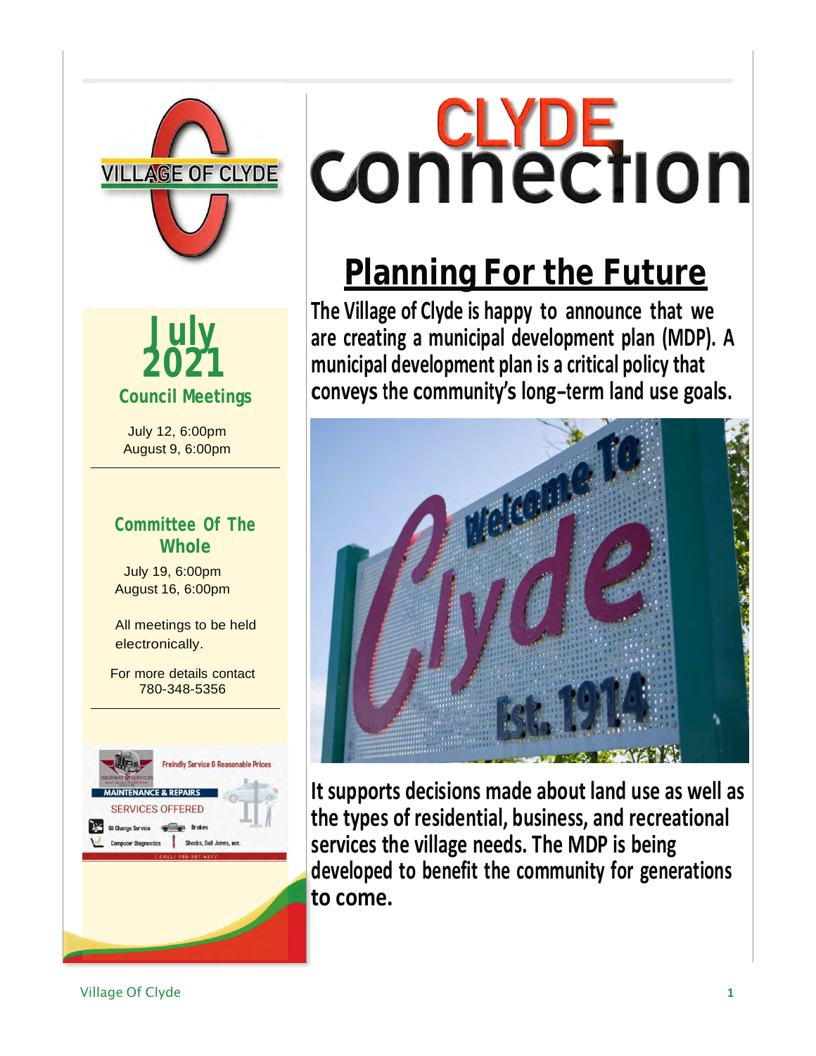# CLYDE connection

## Planning For the Future

**The Village of Clyde is happy to announce that we are creating a municipal development plan (MDP). A municipal development plan is a critical policy that conveys the community's long-term land use goals.**

**It supports decisions made about land use as well as the types of residential, business, and recreational services the village needs. The MDP is being developed to benefit the community for generations to come.**

## July 2021

### Council Meetings

July 12, 6:00pm
August 9, 6:00pm

---

### Committee Of The Whole

July 19, 6:00pm
August 16, 6:00pm

All meetings to be held electronically.

For more details contact 780-348-5356

---

Freindly Service & Reasonable Prices

MAINTENANCE & REPAIRS

SERVICES OFFERED

- Oil Change Service
- Brakes
- Computer Diagnostics
- Shocks, Ball Joints, ect.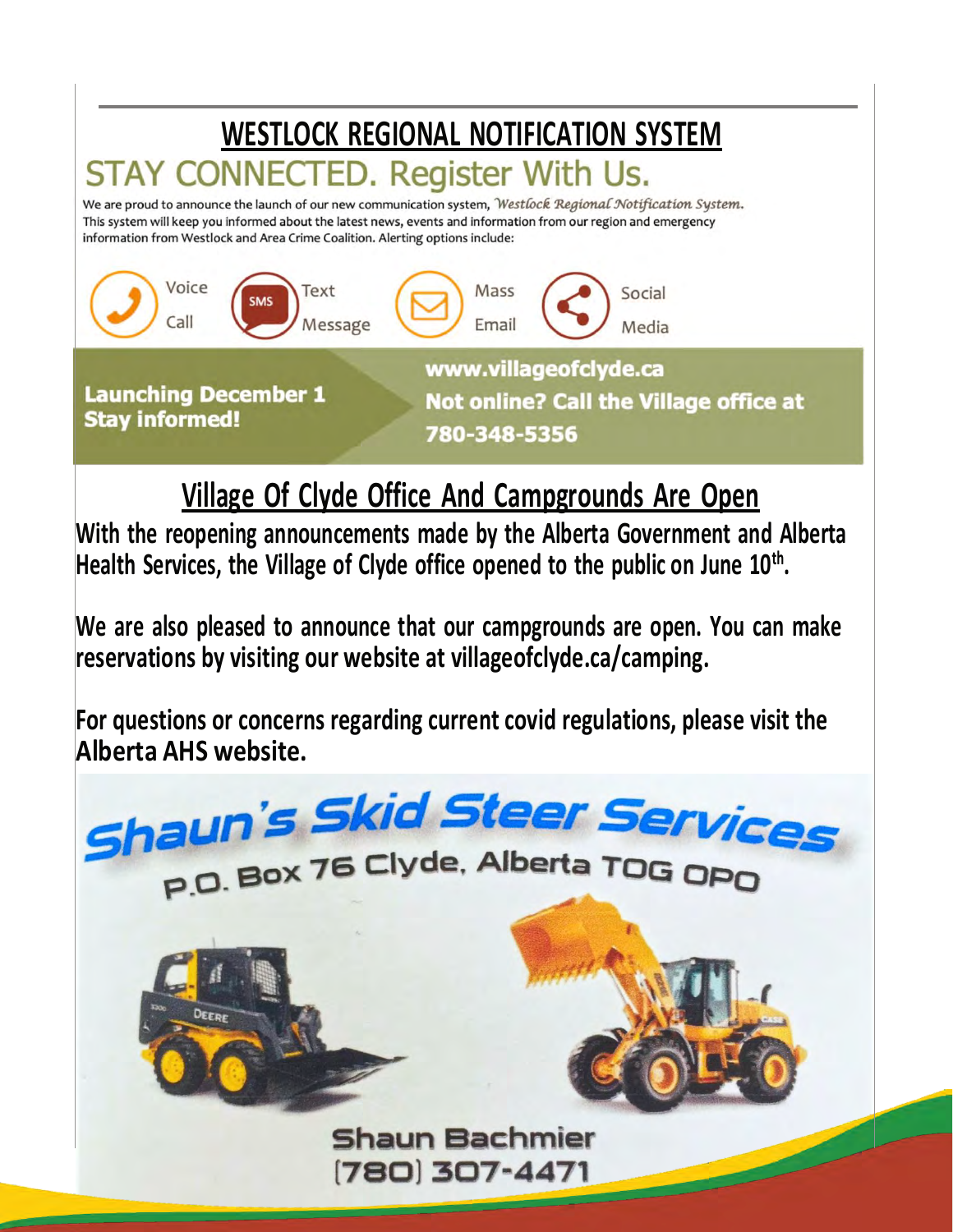## WESTLOCK REGIONAL NOTIFICATION SYSTEM

# STAY CONNECTED. Register With Us.

We are proud to announce the launch of our new communication system, *Westlock Regional Notification System*. This system will keep you informed about the latest news, events and information from our region and emergency information from Westlock and Area Crime Coalition. Alerting options include:

- Voice Call
- Text Message
- Mass Email
- Social Media

**Launching December 1**
**Stay informed!**

**www.villageofclyde.ca**
**Not online? Call the Village office at 780-348-5356**

## Village Of Clyde Office And Campgrounds Are Open

**With the reopening announcements made by the Alberta Government and Alberta Health Services, the Village of Clyde office opened to the public on June 10th.**

**We are also pleased to announce that our campgrounds are open. You can make reservations by visiting our website at villageofclyde.ca/camping.**

**For questions or concerns regarding current covid regulations, please visit the Alberta AHS website.**

**Shaun's Skid Steer Services**
P.O. Box 76 Clyde, Alberta T0G 0P0

Shaun Bachmier
(780) 307-4471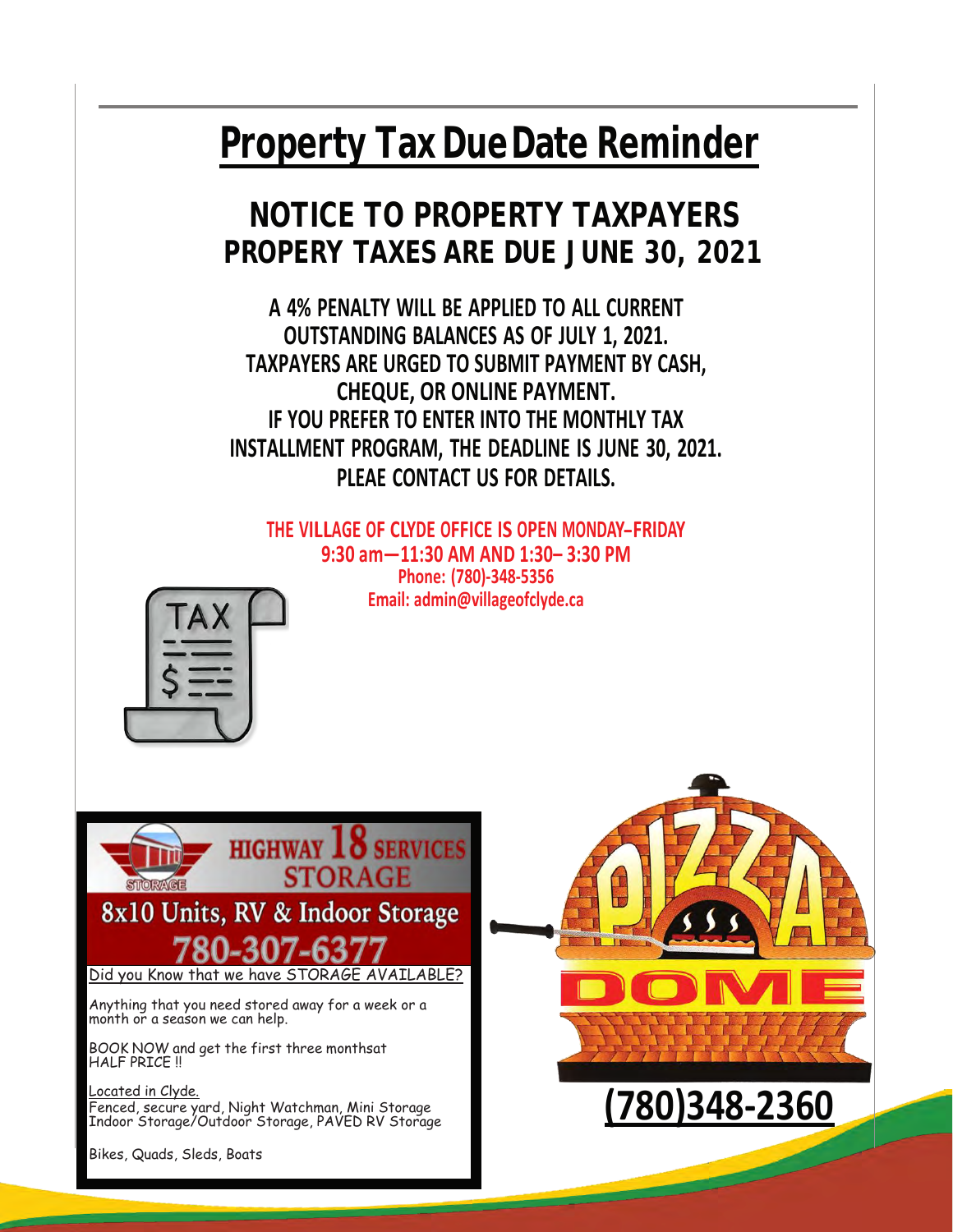# Property Tax Due Date Reminder

## NOTICE TO PROPERTY TAXPAYERS
## PROPERY TAXES ARE DUE JUNE 30, 2021

**A 4% PENALTY WILL BE APPLIED TO ALL CURRENT OUTSTANDING BALANCES AS OF JULY 1, 2021.**
**TAXPAYERS ARE URGED TO SUBMIT PAYMENT BY CASH, CHEQUE, OR ONLINE PAYMENT.**
**IF YOU PREFER TO ENTER INTO THE MONTHLY TAX INSTALLMENT PROGRAM, THE DEADLINE IS JUNE 30, 2021.**
**PLEAE CONTACT US FOR DETAILS.**

**THE VILLAGE OF CLYDE OFFICE IS OPEN MONDAY–FRIDAY**
**9:30 am—11:30 AM AND 1:30– 3:30 PM**
**Phone: (780)-348-5356**
**Email: admin@villageofclyde.ca**

HIGHWAY 18 SERVICES STORAGE

8x10 Units, RV & Indoor Storage

780-307-6377

Did you Know that we have STORAGE AVAILABLE?

Anything that you need stored away for a week or a month or a season we can help.

BOOK NOW and get the first three monthsat HALF PRICE !!

Located in Clyde.
Fenced, secure yard, Night Watchman, Mini Storage
Indoor Storage/Outdoor Storage, PAVED RV Storage

Bikes, Quads, Sleds, Boats

PIZZA DOME

(780)348-2360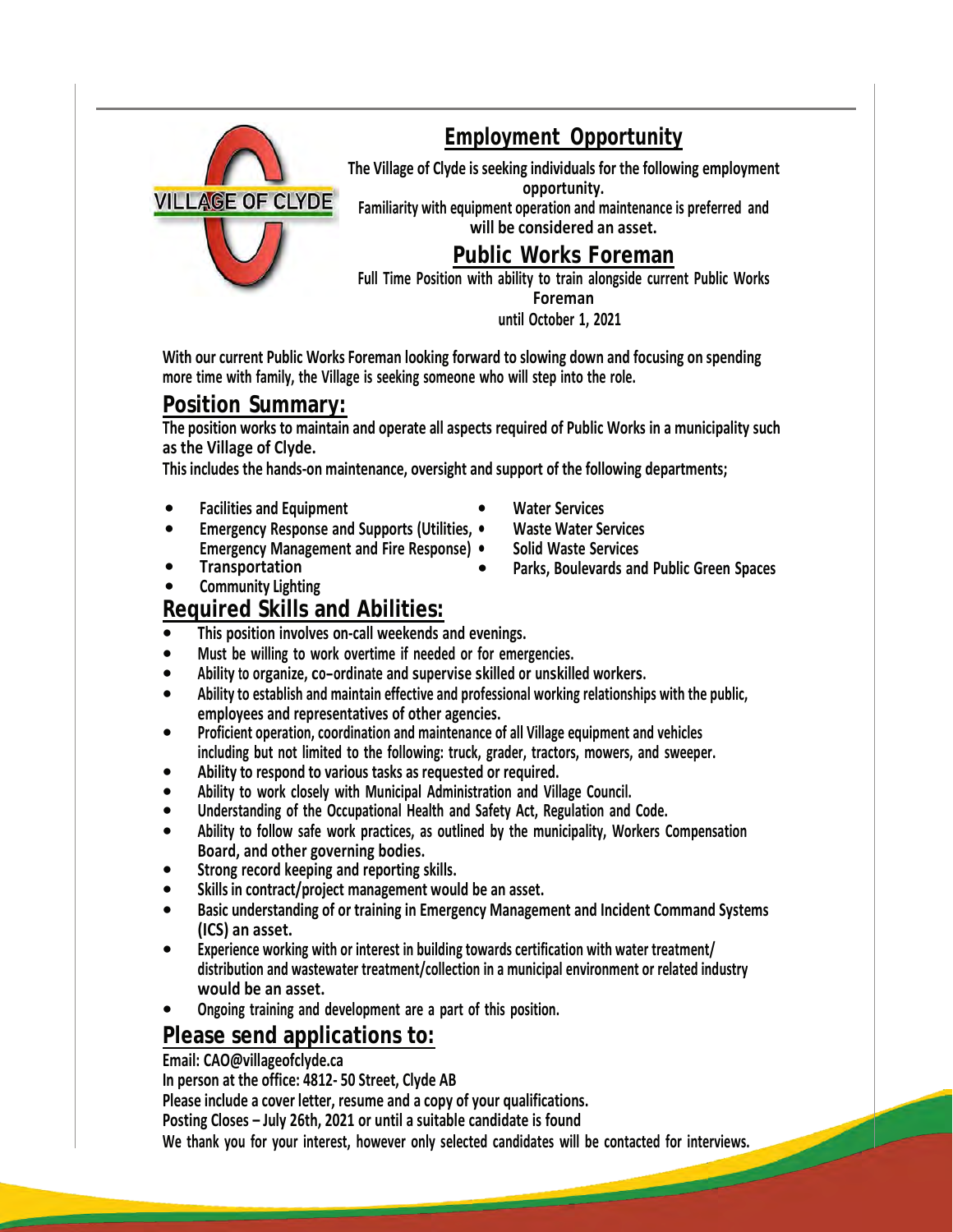VILLAGE OF CLYDE

# Employment Opportunity

**The Village of Clyde is seeking individuals for the following employment opportunity.**
**Familiarity with equipment operation and maintenance is preferred and will be considered an asset.**

## Public Works Foreman

**Full Time Position with ability to train alongside current Public Works Foreman until October 1, 2021**

**With our current Public Works Foreman looking forward to slowing down and focusing on spending more time with family, the Village is seeking someone who will step into the role.**

## Position Summary:

**The position works to maintain and operate all aspects required of Public Works in a municipality such as the Village of Clyde.**

**This includes the hands-on maintenance, oversight and support of the following departments;**

- **Facilities and Equipment**
- **Emergency Response and Supports (Utilities, Emergency Management and Fire Response)**
- **Transportation**
- **Community Lighting**
- **Water Services**
- **Waste Water Services**
- **Solid Waste Services**
- **Parks, Boulevards and Public Green Spaces**

## Required Skills and Abilities:

- **This position involves on-call weekends and evenings.**
- **Must be willing to work overtime if needed or for emergencies.**
- **Ability to organize, co-ordinate and supervise skilled or unskilled workers.**
- **Ability to establish and maintain effective and professional working relationships with the public, employees and representatives of other agencies.**
- **Proficient operation, coordination and maintenance of all Village equipment and vehicles including but not limited to the following: truck, grader, tractors, mowers, and sweeper.**
- **Ability to respond to various tasks as requested or required.**
- **Ability to work closely with Municipal Administration and Village Council.**
- **Understanding of the Occupational Health and Safety Act, Regulation and Code.**
- **Ability to follow safe work practices, as outlined by the municipality, Workers Compensation Board, and other governing bodies.**
- **Strong record keeping and reporting skills.**
- **Skills in contract/project management would be an asset.**
- **Basic understanding of or training in Emergency Management and Incident Command Systems (ICS) an asset.**
- **Experience working with or interest in building towards certification with water treatment/ distribution and wastewater treatment/collection in a municipal environment or related industry would be an asset.**
- **Ongoing training and development are a part of this position.**

## Please send applications to:

**Email: CAO@villageofclyde.ca**
**In person at the office: 4812- 50 Street, Clyde AB**
**Please include a cover letter, resume and a copy of your qualifications.**
**Posting Closes – July 26th, 2021 or until a suitable candidate is found**
**We thank you for your interest, however only selected candidates will be contacted for interviews.**